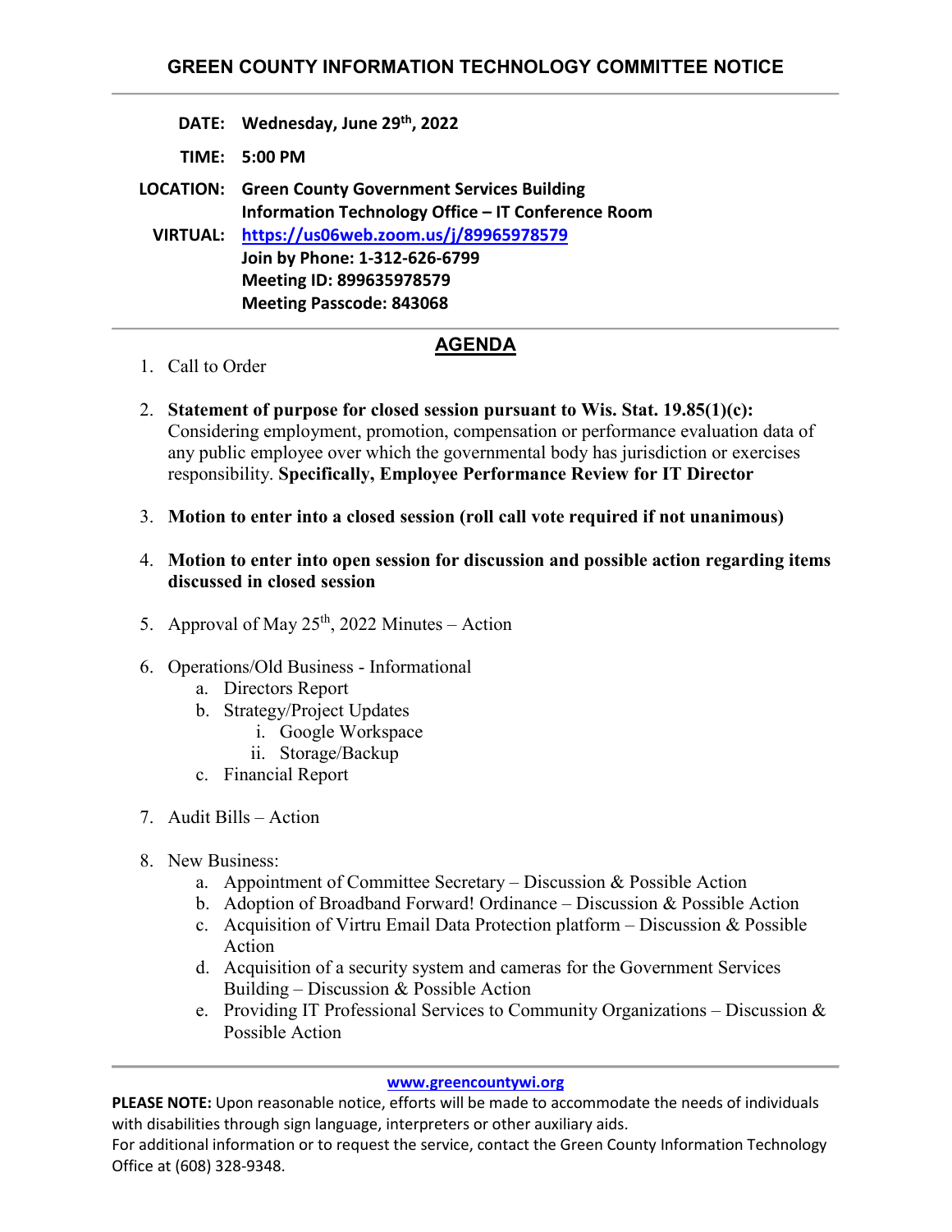# GREEN COUNTY INFORMATION TECHNOLOGY COMMITTEE NOTICE

**DATE:** **Wednesday, June 29th, 2022**

**TIME:** **5:00 PM**

**LOCATION:** **Green County Government Services Building**
**Information Technology Office – IT Conference Room**

**VIRTUAL:** **https://us06web.zoom.us/j/89965978579**
**Join by Phone: 1-312-626-6799**
**Meeting ID: 899635978579**
**Meeting Passcode: 843068**

## AGENDA

1. Call to Order
2. **Statement of purpose for closed session pursuant to Wis. Stat. 19.85(1)(c):** Considering employment, promotion, compensation or performance evaluation data of any public employee over which the governmental body has jurisdiction or exercises responsibility. **Specifically, Employee Performance Review for IT Director**
3. **Motion to enter into a closed session (roll call vote required if not unanimous)**
4. **Motion to enter into open session for discussion and possible action regarding items discussed in closed session**
5. Approval of May 25th, 2022 Minutes – Action
6. Operations/Old Business - Informational
   a. Directors Report
   b. Strategy/Project Updates
      i. Google Workspace
      ii. Storage/Backup
   c. Financial Report
7. Audit Bills – Action
8. New Business:
   a. Appointment of Committee Secretary – Discussion & Possible Action
   b. Adoption of Broadband Forward! Ordinance – Discussion & Possible Action
   c. Acquisition of Virtru Email Data Protection platform – Discussion & Possible Action
   d. Acquisition of a security system and cameras for the Government Services Building – Discussion & Possible Action
   e. Providing IT Professional Services to Community Organizations – Discussion & Possible Action

**www.greencountywi.org**

**PLEASE NOTE:** Upon reasonable notice, efforts will be made to accommodate the needs of individuals with disabilities through sign language, interpreters or other auxiliary aids.
For additional information or to request the service, contact the Green County Information Technology Office at (608) 328-9348.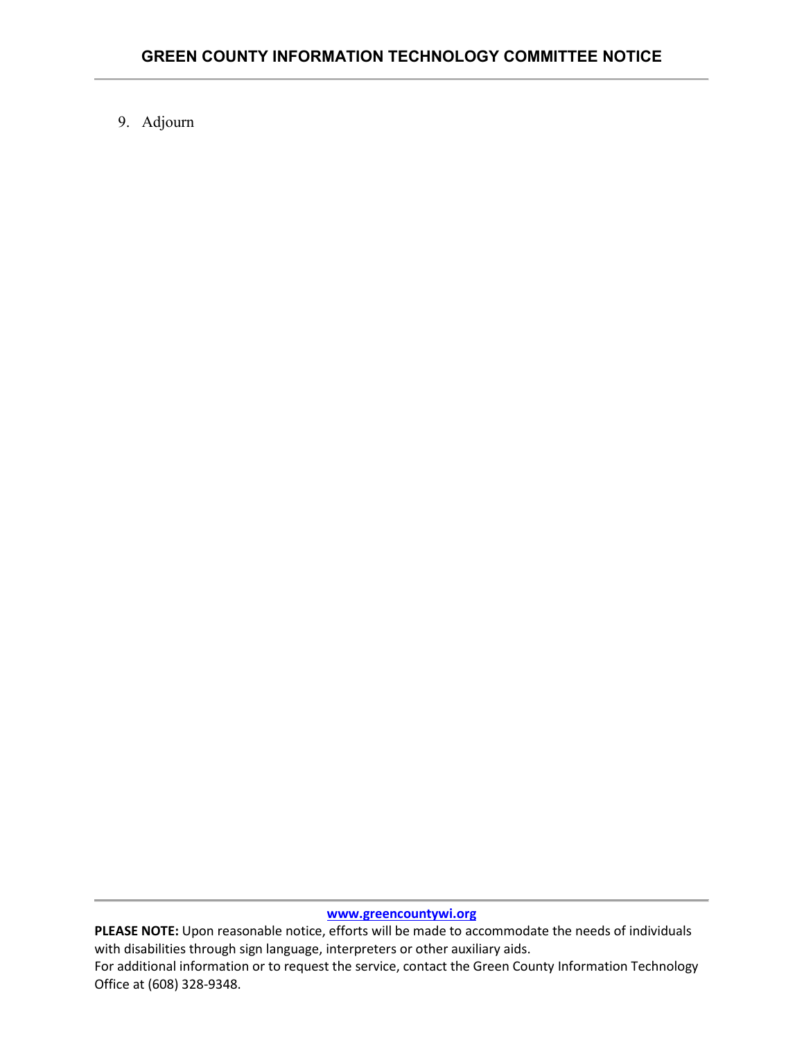9. Adjourn

www.greencountywi.org

**PLEASE NOTE:** Upon reasonable notice, efforts will be made to accommodate the needs of individuals with disabilities through sign language, interpreters or other auxiliary aids.
For additional information or to request the service, contact the Green County Information Technology Office at (608) 328-9348.